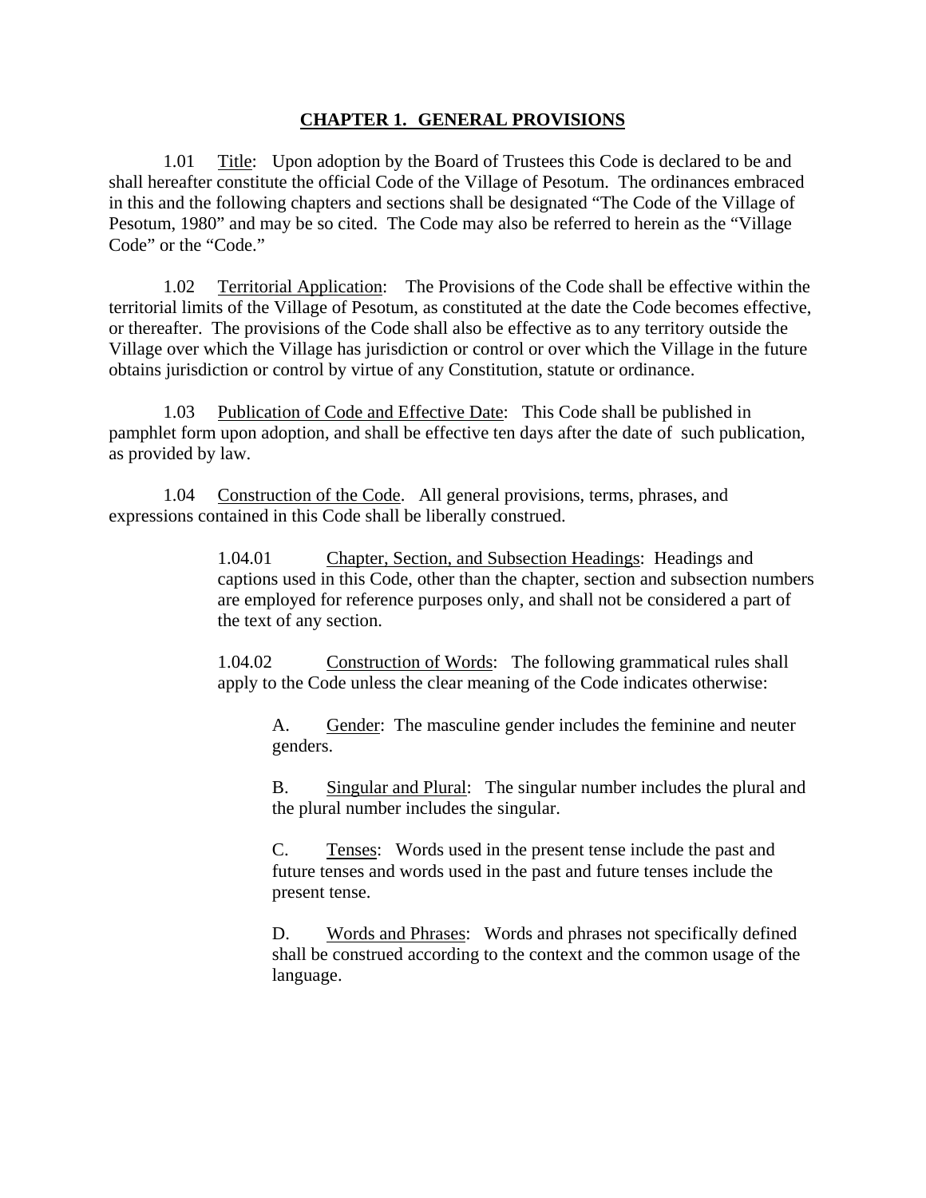## **CHAPTER 1. GENERAL PROVISIONS**

1.01 Title: Upon adoption by the Board of Trustees this Code is declared to be and shall hereafter constitute the official Code of the Village of Pesotum. The ordinances embraced in this and the following chapters and sections shall be designated "The Code of the Village of Pesotum, 1980" and may be so cited. The Code may also be referred to herein as the "Village Code" or the "Code."

1.02 Territorial Application: The Provisions of the Code shall be effective within the territorial limits of the Village of Pesotum, as constituted at the date the Code becomes effective, or thereafter. The provisions of the Code shall also be effective as to any territory outside the Village over which the Village has jurisdiction or control or over which the Village in the future obtains jurisdiction or control by virtue of any Constitution, statute or ordinance.

1.03 Publication of Code and Effective Date: This Code shall be published in pamphlet form upon adoption, and shall be effective ten days after the date of such publication, as provided by law.

1.04 Construction of the Code. All general provisions, terms, phrases, and expressions contained in this Code shall be liberally construed.

1.04.01 Chapter, Section, and Subsection Headings: Headings and captions used in this Code, other than the chapter, section and subsection numbers are employed for reference purposes only, and shall not be considered a part of the text of any section.

1.04.02 Construction of Words: The following grammatical rules shall apply to the Code unless the clear meaning of the Code indicates otherwise:

A. Gender: The masculine gender includes the feminine and neuter genders.

B. Singular and Plural: The singular number includes the plural and the plural number includes the singular.

C. Tenses: Words used in the present tense include the past and future tenses and words used in the past and future tenses include the present tense.

D. Words and Phrases: Words and phrases not specifically defined shall be construed according to the context and the common usage of the language.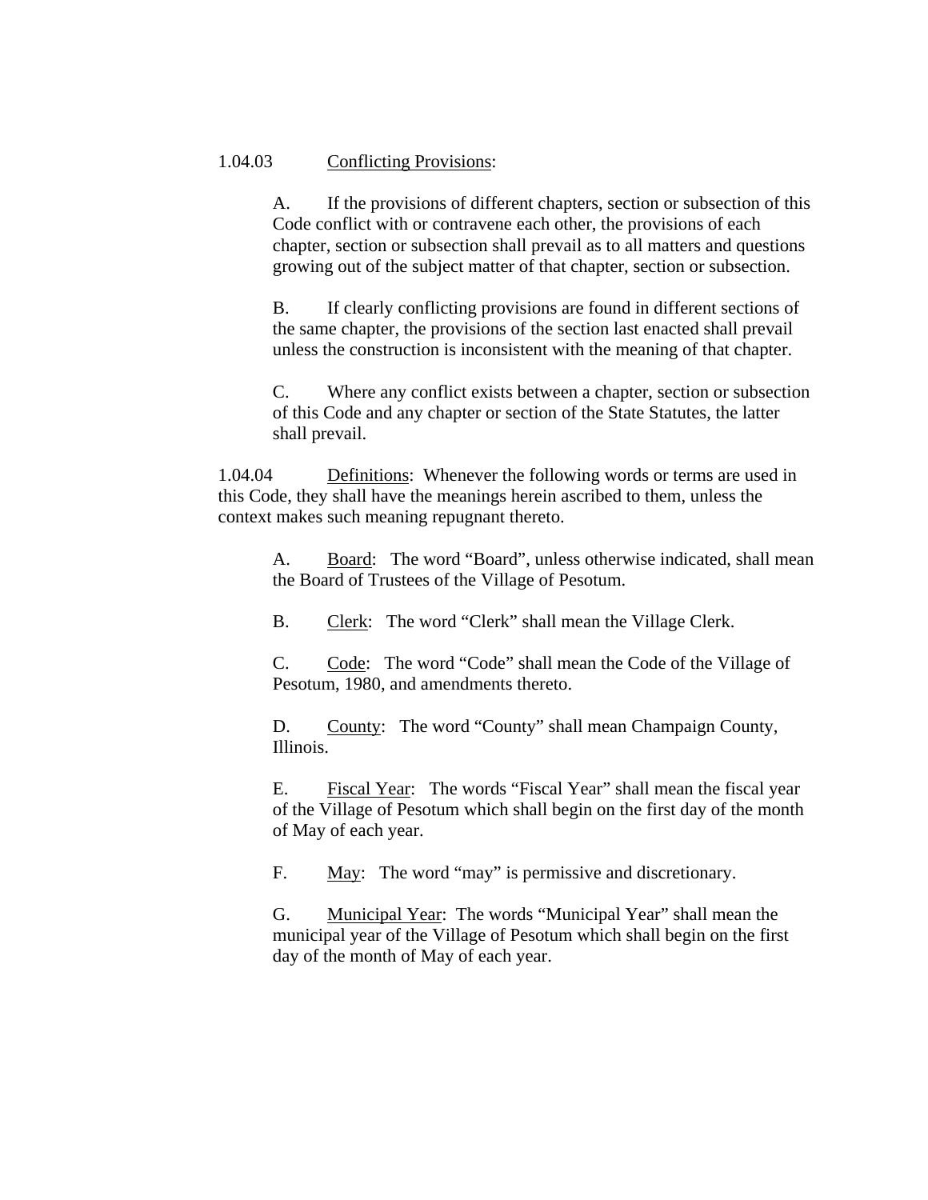1.04.03 Conflicting Provisions:

A. If the provisions of different chapters, section or subsection of this Code conflict with or contravene each other, the provisions of each chapter, section or subsection shall prevail as to all matters and questions growing out of the subject matter of that chapter, section or subsection.

B. If clearly conflicting provisions are found in different sections of the same chapter, the provisions of the section last enacted shall prevail unless the construction is inconsistent with the meaning of that chapter.

C. Where any conflict exists between a chapter, section or subsection of this Code and any chapter or section of the State Statutes, the latter shall prevail.

1.04.04 Definitions: Whenever the following words or terms are used in this Code, they shall have the meanings herein ascribed to them, unless the context makes such meaning repugnant thereto.

A. Board: The word “Board”, unless otherwise indicated, shall mean the Board of Trustees of the Village of Pesotum.

B. Clerk: The word “Clerk” shall mean the Village Clerk.

C. Code: The word “Code” shall mean the Code of the Village of Pesotum, 1980, and amendments thereto.

D. County: The word “County” shall mean Champaign County, Illinois.

E. Fiscal Year: The words “Fiscal Year” shall mean the fiscal year of the Village of Pesotum which shall begin on the first day of the month of May of each year.

F. May: The word “may” is permissive and discretionary.

G. Municipal Year: The words “Municipal Year” shall mean the municipal year of the Village of Pesotum which shall begin on the first day of the month of May of each year.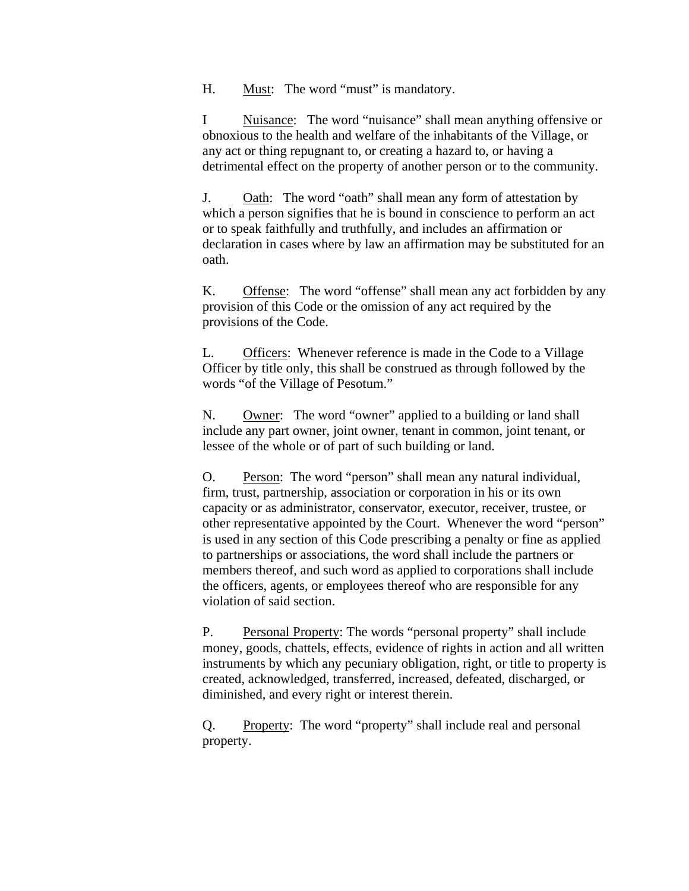H. Must: The word "must" is mandatory.

I Nuisance: The word "nuisance" shall mean anything offensive or obnoxious to the health and welfare of the inhabitants of the Village, or any act or thing repugnant to, or creating a hazard to, or having a detrimental effect on the property of another person or to the community.

J. Oath: The word "oath" shall mean any form of attestation by which a person signifies that he is bound in conscience to perform an act or to speak faithfully and truthfully, and includes an affirmation or declaration in cases where by law an affirmation may be substituted for an oath.

K. Offense: The word "offense" shall mean any act forbidden by any provision of this Code or the omission of any act required by the provisions of the Code.

L. Officers: Whenever reference is made in the Code to a Village Officer by title only, this shall be construed as through followed by the words "of the Village of Pesotum."

N. Owner: The word "owner" applied to a building or land shall include any part owner, joint owner, tenant in common, joint tenant, or lessee of the whole or of part of such building or land.

O. Person: The word "person" shall mean any natural individual, firm, trust, partnership, association or corporation in his or its own capacity or as administrator, conservator, executor, receiver, trustee, or other representative appointed by the Court. Whenever the word "person" is used in any section of this Code prescribing a penalty or fine as applied to partnerships or associations, the word shall include the partners or members thereof, and such word as applied to corporations shall include the officers, agents, or employees thereof who are responsible for any violation of said section.

P. Personal Property: The words "personal property" shall include money, goods, chattels, effects, evidence of rights in action and all written instruments by which any pecuniary obligation, right, or title to property is created, acknowledged, transferred, increased, defeated, discharged, or diminished, and every right or interest therein.

Q. Property: The word "property" shall include real and personal property.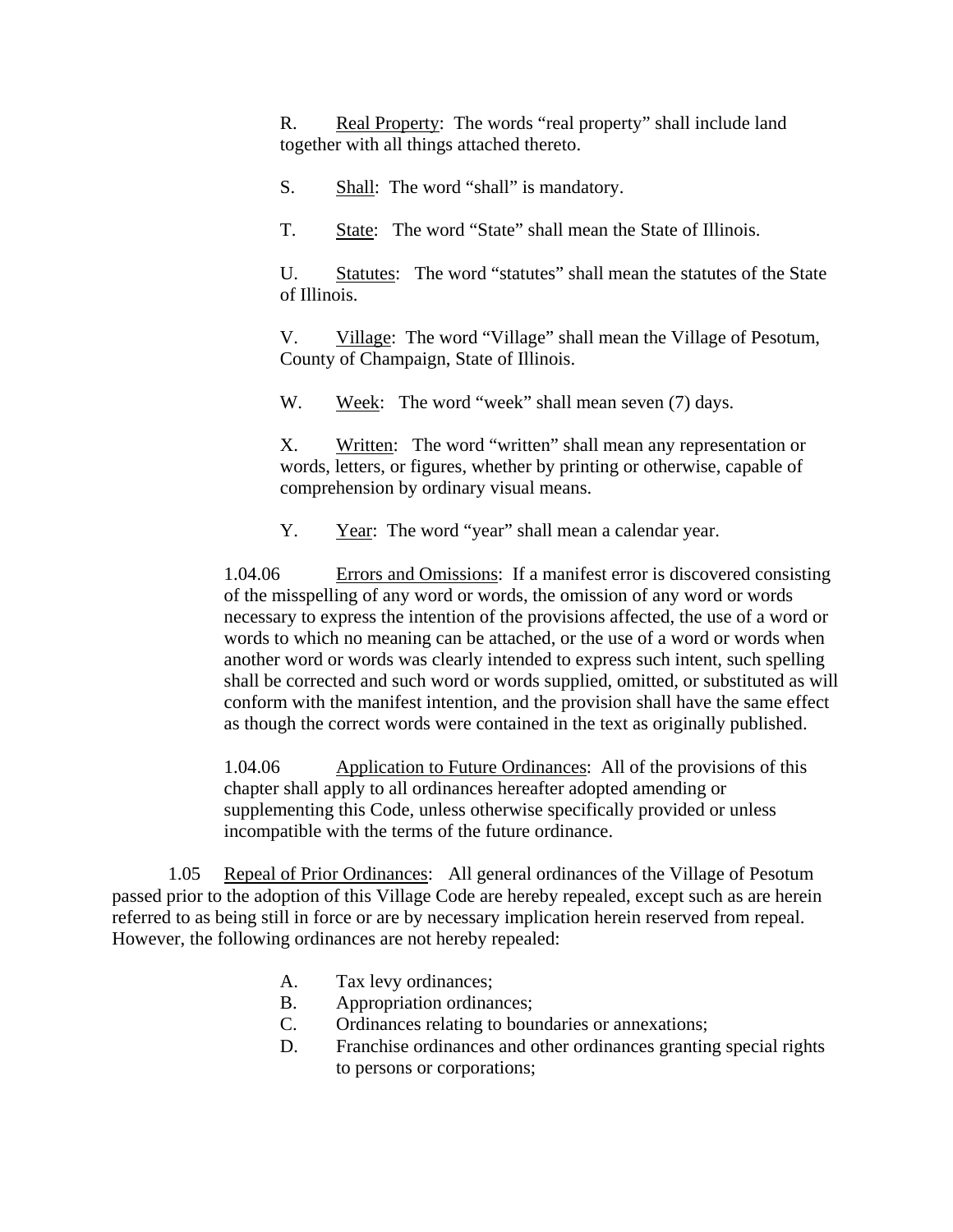R. Real Property: The words "real property" shall include land together with all things attached thereto.

S. Shall: The word "shall" is mandatory.

T. State: The word "State" shall mean the State of Illinois.

U. Statutes: The word "statutes" shall mean the statutes of the State of Illinois.

V. Village: The word "Village" shall mean the Village of Pesotum, County of Champaign, State of Illinois.

W. Week: The word "week" shall mean seven (7) days.

X. Written: The word "written" shall mean any representation or words, letters, or figures, whether by printing or otherwise, capable of comprehension by ordinary visual means.

Y. Year: The word "year" shall mean a calendar year.

1.04.06 Errors and Omissions: If a manifest error is discovered consisting of the misspelling of any word or words, the omission of any word or words necessary to express the intention of the provisions affected, the use of a word or words to which no meaning can be attached, or the use of a word or words when another word or words was clearly intended to express such intent, such spelling shall be corrected and such word or words supplied, omitted, or substituted as will conform with the manifest intention, and the provision shall have the same effect as though the correct words were contained in the text as originally published.

1.04.06 Application to Future Ordinances: All of the provisions of this chapter shall apply to all ordinances hereafter adopted amending or supplementing this Code, unless otherwise specifically provided or unless incompatible with the terms of the future ordinance.

1.05 Repeal of Prior Ordinances: All general ordinances of the Village of Pesotum passed prior to the adoption of this Village Code are hereby repealed, except such as are herein referred to as being still in force or are by necessary implication herein reserved from repeal. However, the following ordinances are not hereby repealed:

A. Tax levy ordinances;
B. Appropriation ordinances;
C. Ordinances relating to boundaries or annexations;
D. Franchise ordinances and other ordinances granting special rights to persons or corporations;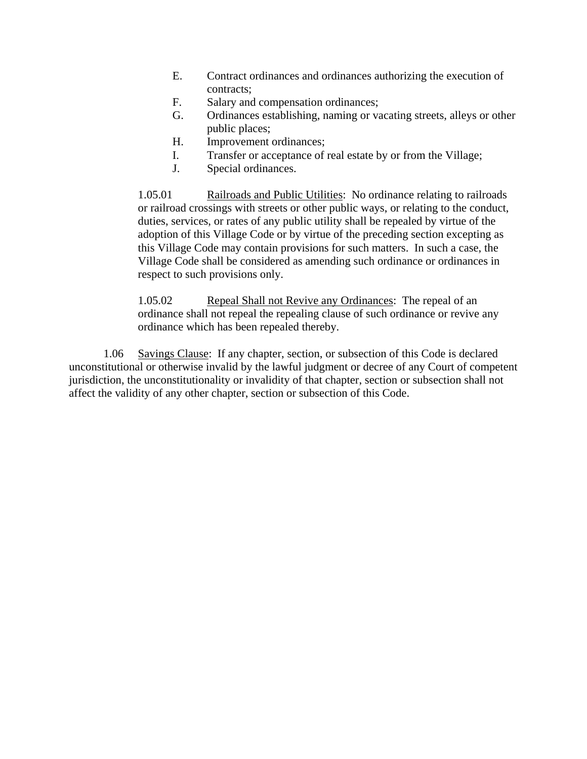E. Contract ordinances and ordinances authorizing the execution of contracts;
F. Salary and compensation ordinances;
G. Ordinances establishing, naming or vacating streets, alleys or other public places;
H. Improvement ordinances;
I. Transfer or acceptance of real estate by or from the Village;
J. Special ordinances.

1.05.01 Railroads and Public Utilities: No ordinance relating to railroads or railroad crossings with streets or other public ways, or relating to the conduct, duties, services, or rates of any public utility shall be repealed by virtue of the adoption of this Village Code or by virtue of the preceding section excepting as this Village Code may contain provisions for such matters. In such a case, the Village Code shall be considered as amending such ordinance or ordinances in respect to such provisions only.

1.05.02 Repeal Shall not Revive any Ordinances: The repeal of an ordinance shall not repeal the repealing clause of such ordinance or revive any ordinance which has been repealed thereby.

1.06 Savings Clause: If any chapter, section, or subsection of this Code is declared unconstitutional or otherwise invalid by the lawful judgment or decree of any Court of competent jurisdiction, the unconstitutionality or invalidity of that chapter, section or subsection shall not affect the validity of any other chapter, section or subsection of this Code.